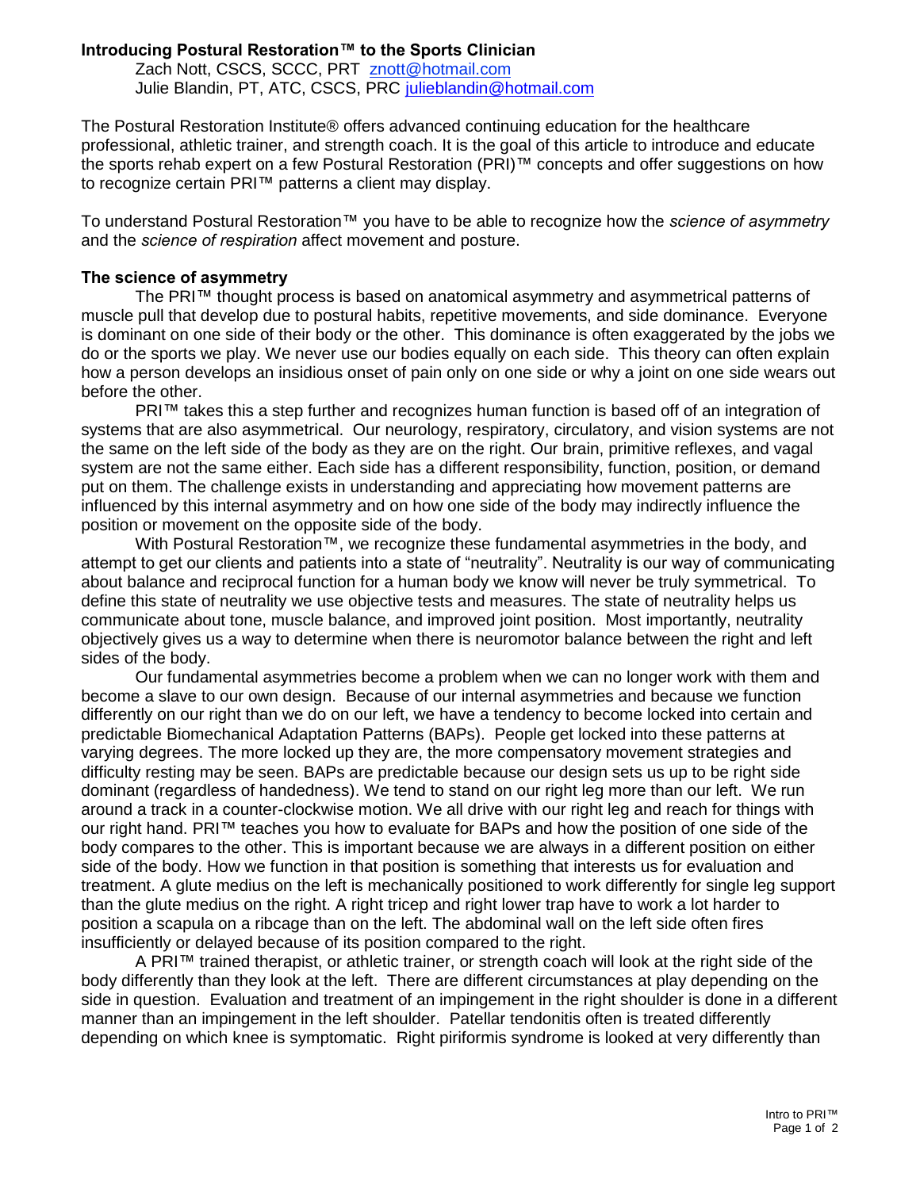# Introducing Postural Restoration™ to the Sports Clinician

Zach Nott, CSCS, SCCC, PRT znott@hotmail.com
Julie Blandin, PT, ATC, CSCS, PRC julieblandin@hotmail.com

The Postural Restoration Institute® offers advanced continuing education for the healthcare professional, athletic trainer, and strength coach. It is the goal of this article to introduce and educate the sports rehab expert on a few Postural Restoration (PRI)™ concepts and offer suggestions on how to recognize certain PRI™ patterns a client may display.

To understand Postural Restoration™ you have to be able to recognize how the *science of asymmetry* and the *science of respiration* affect movement and posture.

## The science of asymmetry

The PRI™ thought process is based on anatomical asymmetry and asymmetrical patterns of muscle pull that develop due to postural habits, repetitive movements, and side dominance. Everyone is dominant on one side of their body or the other. This dominance is often exaggerated by the jobs we do or the sports we play. We never use our bodies equally on each side. This theory can often explain how a person develops an insidious onset of pain only on one side or why a joint on one side wears out before the other.

PRI™ takes this a step further and recognizes human function is based off of an integration of systems that are also asymmetrical. Our neurology, respiratory, circulatory, and vision systems are not the same on the left side of the body as they are on the right. Our brain, primitive reflexes, and vagal system are not the same either. Each side has a different responsibility, function, position, or demand put on them. The challenge exists in understanding and appreciating how movement patterns are influenced by this internal asymmetry and on how one side of the body may indirectly influence the position or movement on the opposite side of the body.

With Postural Restoration™, we recognize these fundamental asymmetries in the body, and attempt to get our clients and patients into a state of "neutrality". Neutrality is our way of communicating about balance and reciprocal function for a human body we know will never be truly symmetrical. To define this state of neutrality we use objective tests and measures. The state of neutrality helps us communicate about tone, muscle balance, and improved joint position. Most importantly, neutrality objectively gives us a way to determine when there is neuromotor balance between the right and left sides of the body.

Our fundamental asymmetries become a problem when we can no longer work with them and become a slave to our own design. Because of our internal asymmetries and because we function differently on our right than we do on our left, we have a tendency to become locked into certain and predictable Biomechanical Adaptation Patterns (BAPs). People get locked into these patterns at varying degrees. The more locked up they are, the more compensatory movement strategies and difficulty resting may be seen. BAPs are predictable because our design sets us up to be right side dominant (regardless of handedness). We tend to stand on our right leg more than our left. We run around a track in a counter-clockwise motion. We all drive with our right leg and reach for things with our right hand. PRI™ teaches you how to evaluate for BAPs and how the position of one side of the body compares to the other. This is important because we are always in a different position on either side of the body. How we function in that position is something that interests us for evaluation and treatment. A glute medius on the left is mechanically positioned to work differently for single leg support than the glute medius on the right. A right tricep and right lower trap have to work a lot harder to position a scapula on a ribcage than on the left. The abdominal wall on the left side often fires insufficiently or delayed because of its position compared to the right.

A PRI™ trained therapist, or athletic trainer, or strength coach will look at the right side of the body differently than they look at the left. There are different circumstances at play depending on the side in question. Evaluation and treatment of an impingement in the right shoulder is done in a different manner than an impingement in the left shoulder. Patellar tendonitis often is treated differently depending on which knee is symptomatic. Right piriformis syndrome is looked at very differently than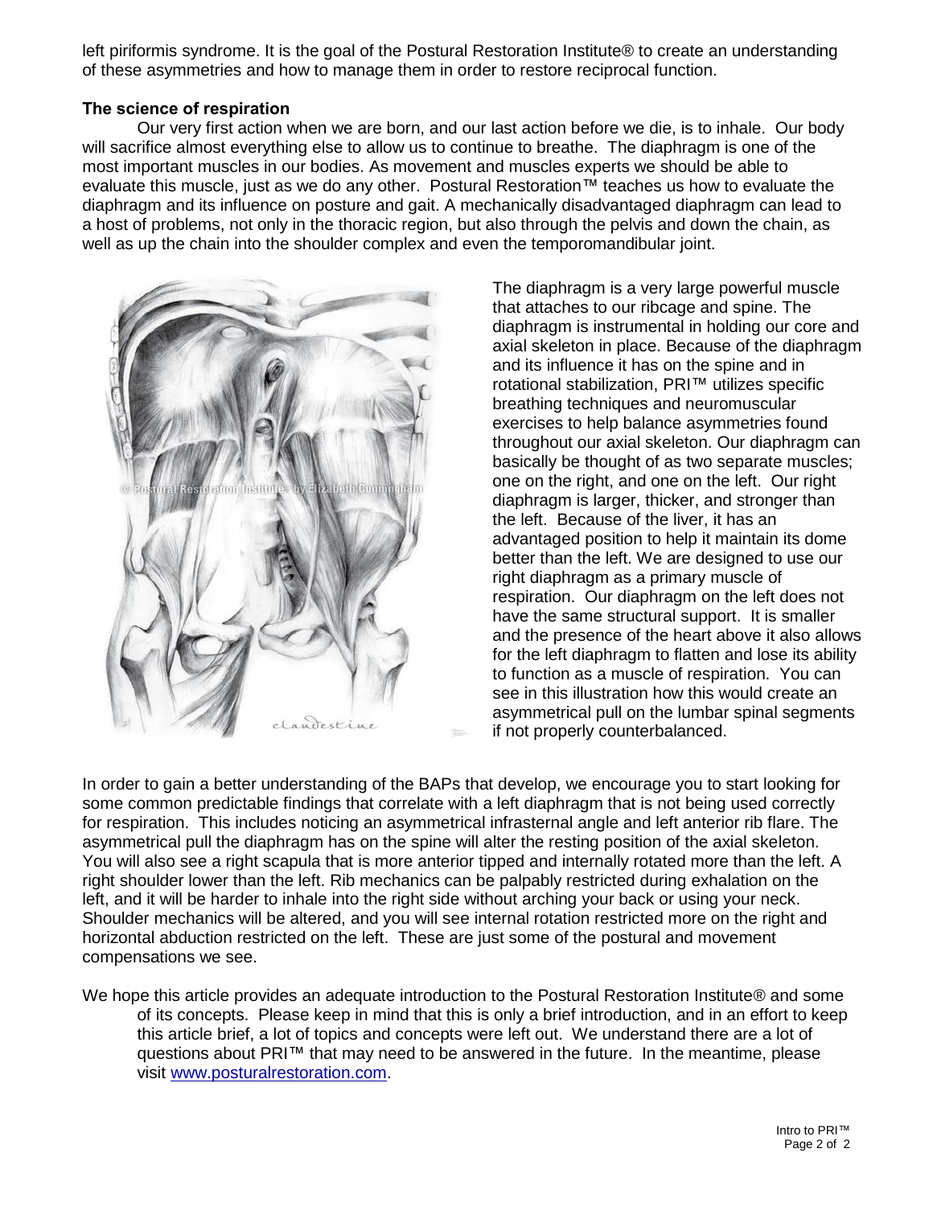left piriformis syndrome. It is the goal of the Postural Restoration Institute® to create an understanding of these asymmetries and how to manage them in order to restore reciprocal function.

**The science of respiration**

Our very first action when we are born, and our last action before we die, is to inhale. Our body will sacrifice almost everything else to allow us to continue to breathe. The diaphragm is one of the most important muscles in our bodies. As movement and muscles experts we should be able to evaluate this muscle, just as we do any other. Postural Restoration™ teaches us how to evaluate the diaphragm and its influence on posture and gait. A mechanically disadvantaged diaphragm can lead to a host of problems, not only in the thoracic region, but also through the pelvis and down the chain, as well as up the chain into the shoulder complex and even the temporomandibular joint.

The diaphragm is a very large powerful muscle that attaches to our ribcage and spine. The diaphragm is instrumental in holding our core and axial skeleton in place. Because of the diaphragm and its influence it has on the spine and in rotational stabilization, PRI™ utilizes specific breathing techniques and neuromuscular exercises to help balance asymmetries found throughout our axial skeleton. Our diaphragm can basically be thought of as two separate muscles; one on the right, and one on the left. Our right diaphragm is larger, thicker, and stronger than the left. Because of the liver, it has an advantaged position to help it maintain its dome better than the left. We are designed to use our right diaphragm as a primary muscle of respiration. Our diaphragm on the left does not have the same structural support. It is smaller and the presence of the heart above it also allows for the left diaphragm to flatten and lose its ability to function as a muscle of respiration. You can see in this illustration how this would create an asymmetrical pull on the lumbar spinal segments if not properly counterbalanced.

In order to gain a better understanding of the BAPs that develop, we encourage you to start looking for some common predictable findings that correlate with a left diaphragm that is not being used correctly for respiration. This includes noticing an asymmetrical infrasternal angle and left anterior rib flare. The asymmetrical pull the diaphragm has on the spine will alter the resting position of the axial skeleton. You will also see a right scapula that is more anterior tipped and internally rotated more than the left. A right shoulder lower than the left. Rib mechanics can be palpably restricted during exhalation on the left, and it will be harder to inhale into the right side without arching your back or using your neck. Shoulder mechanics will be altered, and you will see internal rotation restricted more on the right and horizontal abduction restricted on the left. These are just some of the postural and movement compensations we see.

We hope this article provides an adequate introduction to the Postural Restoration Institute® and some of its concepts. Please keep in mind that this is only a brief introduction, and in an effort to keep this article brief, a lot of topics and concepts were left out. We understand there are a lot of questions about PRI™ that may need to be answered in the future. In the meantime, please visit www.posturalrestoration.com.